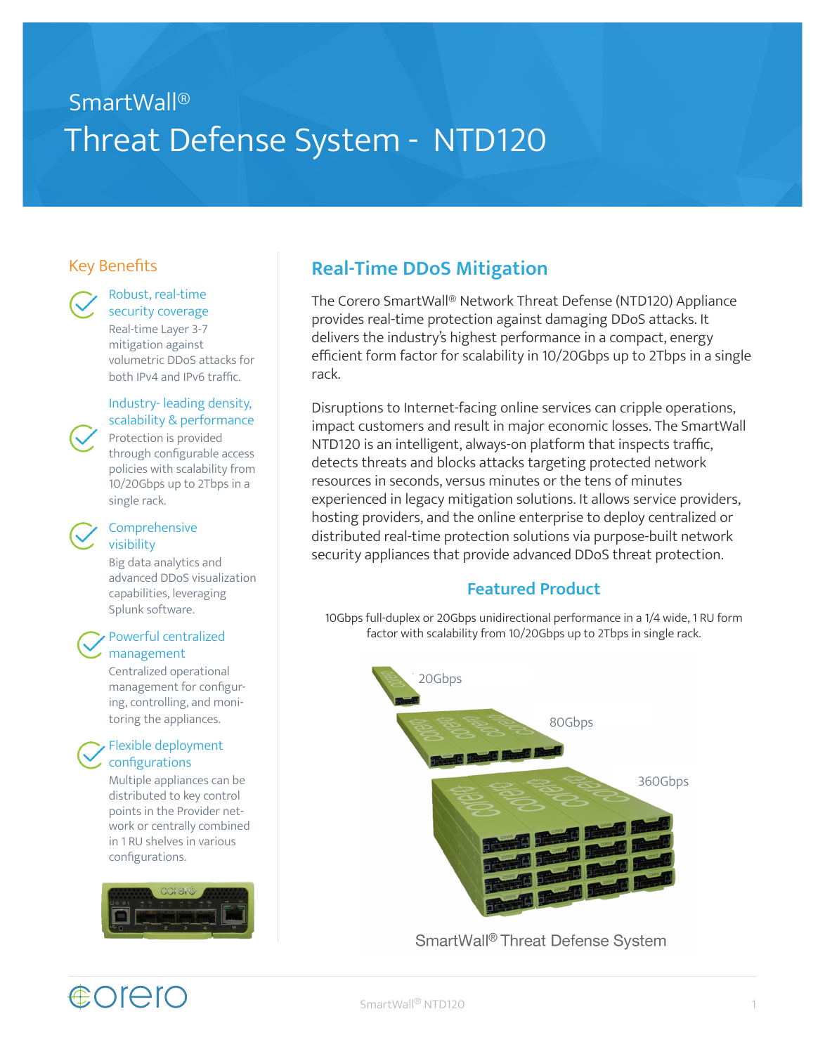SmartWall®

# Threat Defense System - NTD120

## Key Benefits

**Robust, real-time security coverage**

Real-time Layer 3-7 mitigation against volumetric DDoS attacks for both IPv4 and IPv6 traffic.

**Industry- leading density, scalability & performance**

Protection is provided through configurable access policies with scalability from 10/20Gbps up to 2Tbps in a single rack.

**Comprehensive visibility**

Big data analytics and advanced DDoS visualization capabilities, leveraging Splunk software.

**Powerful centralized management**

Centralized operational management for configuring, controlling, and monitoring the appliances.

**Flexible deployment configurations**

Multiple appliances can be distributed to key control points in the Provider network or centrally combined in 1 RU shelves in various configurations.

## Real-Time DDoS Mitigation

The Corero SmartWall® Network Threat Defense (NTD120) Appliance provides real-time protection against damaging DDoS attacks. It delivers the industry's highest performance in a compact, energy efficient form factor for scalability in 10/20Gbps up to 2Tbps in a single rack.

Disruptions to Internet-facing online services can cripple operations, impact customers and result in major economic losses. The SmartWall NTD120 is an intelligent, always-on platform that inspects traffic, detects threats and blocks attacks targeting protected network resources in seconds, versus minutes or the tens of minutes experienced in legacy mitigation solutions. It allows service providers, hosting providers, and the online enterprise to deploy centralized or distributed real-time protection solutions via purpose-built network security appliances that provide advanced DDoS threat protection.

### Featured Product

10Gbps full-duplex or 20Gbps unidirectional performance in a 1/4 wide, 1 RU form factor with scalability from 10/20Gbps up to 2Tbps in single rack.

20Gbps

80Gbps

360Gbps

SmartWall® Threat Defense System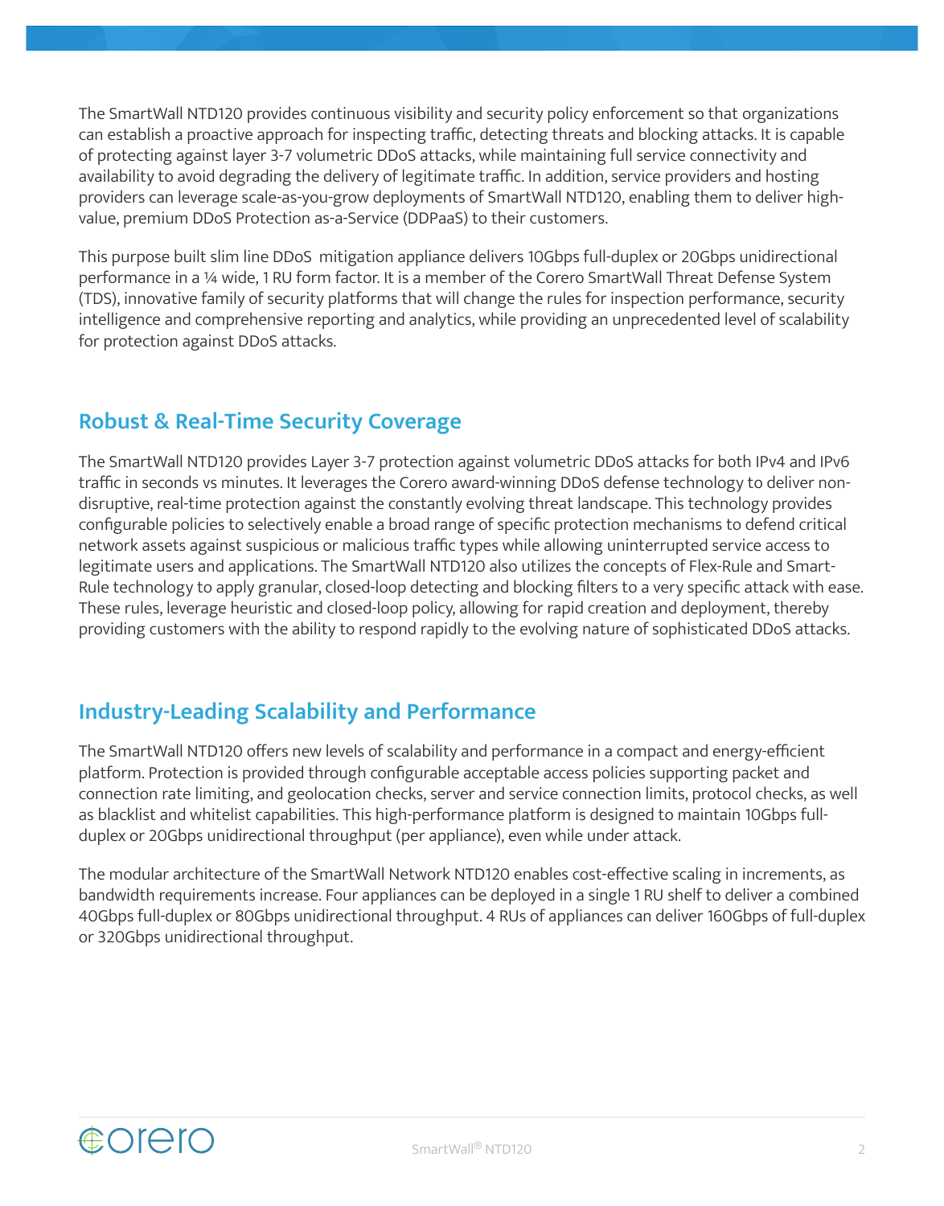The SmartWall NTD120 provides continuous visibility and security policy enforcement so that organizations can establish a proactive approach for inspecting traffic, detecting threats and blocking attacks. It is capable of protecting against layer 3-7 volumetric DDoS attacks, while maintaining full service connectivity and availability to avoid degrading the delivery of legitimate traffic. In addition, service providers and hosting providers can leverage scale-as-you-grow deployments of SmartWall NTD120, enabling them to deliver high-value, premium DDoS Protection as-a-Service (DDPaaS) to their customers.

This purpose built slim line DDoS  mitigation appliance delivers 10Gbps full-duplex or 20Gbps unidirectional performance in a ¼ wide, 1 RU form factor. It is a member of the Corero SmartWall Threat Defense System (TDS), innovative family of security platforms that will change the rules for inspection performance, security intelligence and comprehensive reporting and analytics, while providing an unprecedented level of scalability for protection against DDoS attacks.

## Robust & Real-Time Security Coverage

The SmartWall NTD120 provides Layer 3-7 protection against volumetric DDoS attacks for both IPv4 and IPv6 traffic in seconds vs minutes. It leverages the Corero award-winning DDoS defense technology to deliver non-disruptive, real-time protection against the constantly evolving threat landscape. This technology provides configurable policies to selectively enable a broad range of specific protection mechanisms to defend critical network assets against suspicious or malicious traffic types while allowing uninterrupted service access to legitimate users and applications. The SmartWall NTD120 also utilizes the concepts of Flex-Rule and Smart-Rule technology to apply granular, closed-loop detecting and blocking filters to a very specific attack with ease. These rules, leverage heuristic and closed-loop policy, allowing for rapid creation and deployment, thereby providing customers with the ability to respond rapidly to the evolving nature of sophisticated DDoS attacks.

## Industry-Leading Scalability and Performance

The SmartWall NTD120 offers new levels of scalability and performance in a compact and energy-efficient platform. Protection is provided through configurable acceptable access policies supporting packet and connection rate limiting, and geolocation checks, server and service connection limits, protocol checks, as well as blacklist and whitelist capabilities. This high-performance platform is designed to maintain 10Gbps full-duplex or 20Gbps unidirectional throughput (per appliance), even while under attack.

The modular architecture of the SmartWall Network NTD120 enables cost-effective scaling in increments, as bandwidth requirements increase. Four appliances can be deployed in a single 1 RU shelf to deliver a combined 40Gbps full-duplex or 80Gbps unidirectional throughput. 4 RUs of appliances can deliver 160Gbps of full-duplex or 320Gbps unidirectional throughput.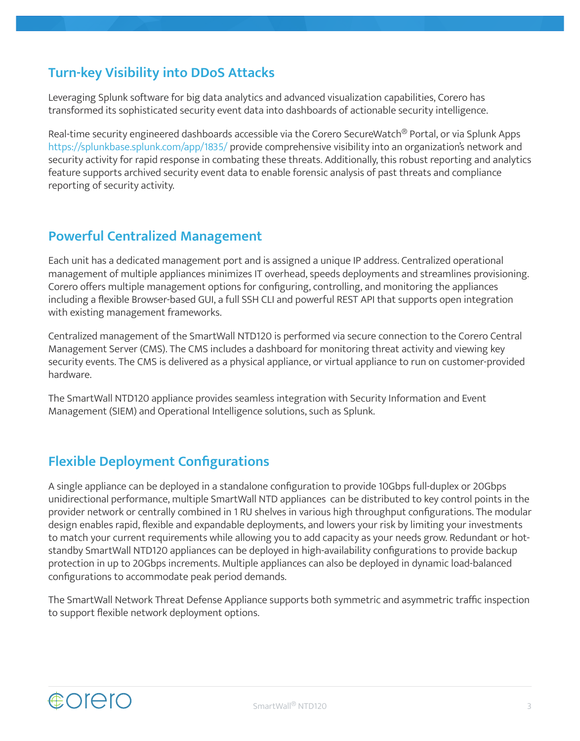## Turn-key Visibility into DDoS Attacks

Leveraging Splunk software for big data analytics and advanced visualization capabilities, Corero has transformed its sophisticated security event data into dashboards of actionable security intelligence.

Real-time security engineered dashboards accessible via the Corero SecureWatch® Portal, or via Splunk Apps https://splunkbase.splunk.com/app/1835/ provide comprehensive visibility into an organization's network and security activity for rapid response in combating these threats. Additionally, this robust reporting and analytics feature supports archived security event data to enable forensic analysis of past threats and compliance reporting of security activity.

## Powerful Centralized Management

Each unit has a dedicated management port and is assigned a unique IP address. Centralized operational management of multiple appliances minimizes IT overhead, speeds deployments and streamlines provisioning. Corero offers multiple management options for configuring, controlling, and monitoring the appliances including a flexible Browser-based GUI, a full SSH CLI and powerful REST API that supports open integration with existing management frameworks.

Centralized management of the SmartWall NTD120 is performed via secure connection to the Corero Central Management Server (CMS). The CMS includes a dashboard for monitoring threat activity and viewing key security events. The CMS is delivered as a physical appliance, or virtual appliance to run on customer-provided hardware.

The SmartWall NTD120 appliance provides seamless integration with Security Information and Event Management (SIEM) and Operational Intelligence solutions, such as Splunk.

## Flexible Deployment Configurations

A single appliance can be deployed in a standalone configuration to provide 10Gbps full-duplex or 20Gbps unidirectional performance, multiple SmartWall NTD appliances can be distributed to key control points in the provider network or centrally combined in 1 RU shelves in various high throughput configurations. The modular design enables rapid, flexible and expandable deployments, and lowers your risk by limiting your investments to match your current requirements while allowing you to add capacity as your needs grow. Redundant or hot-standby SmartWall NTD120 appliances can be deployed in high-availability configurations to provide backup protection in up to 20Gbps increments. Multiple appliances can also be deployed in dynamic load-balanced configurations to accommodate peak period demands.

The SmartWall Network Threat Defense Appliance supports both symmetric and asymmetric traffic inspection to support flexible network deployment options.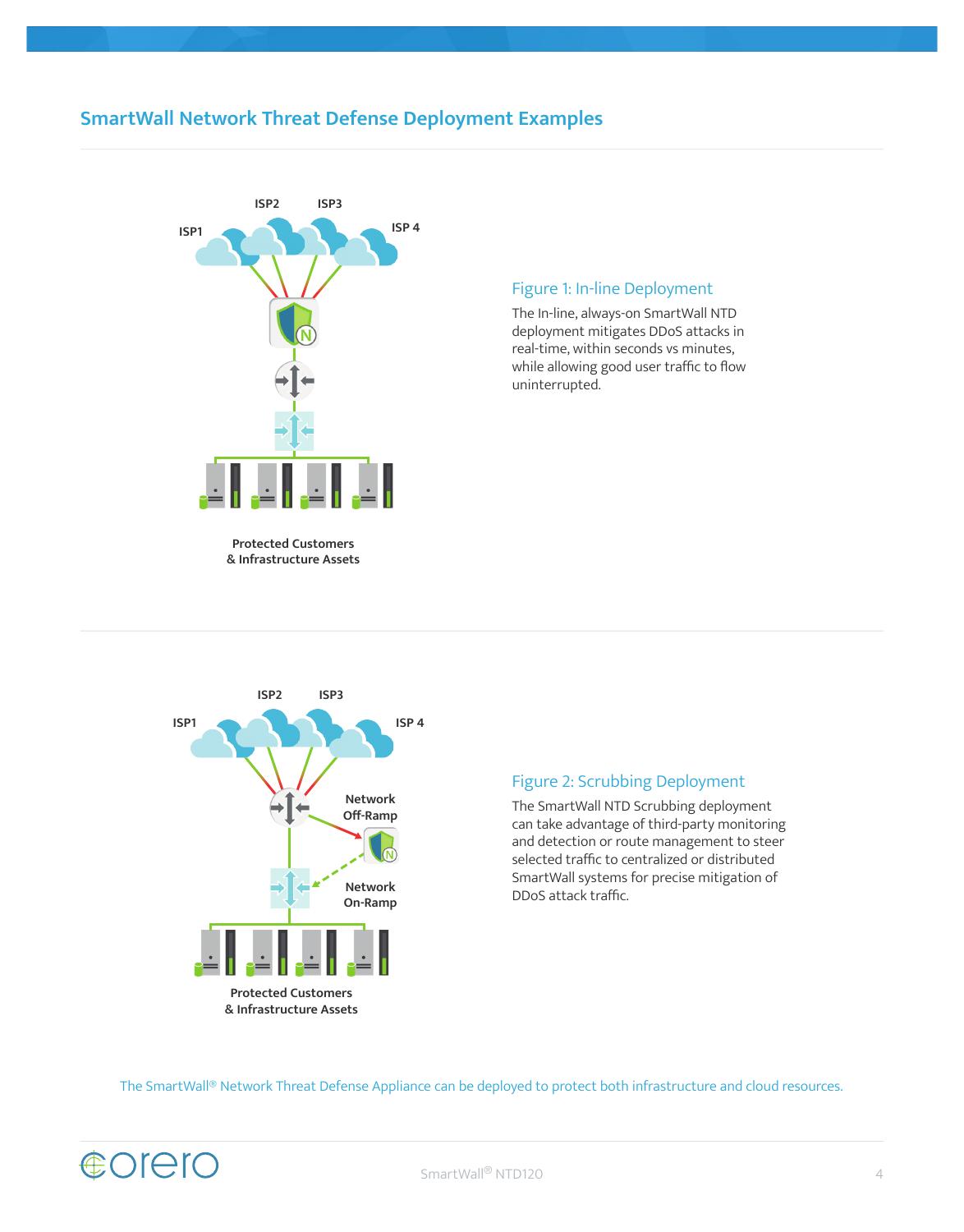## SmartWall Network Threat Defense Deployment Examples

ISP1 ISP2 ISP3 ISP 4

Protected Customers & Infrastructure Assets

### Figure 1: In-line Deployment

The In-line, always-on SmartWall NTD deployment mitigates DDoS attacks in real-time, within seconds vs minutes, while allowing good user traffic to flow uninterrupted.

ISP1 ISP2 ISP3 ISP 4

Network Off-Ramp

Network On-Ramp

Protected Customers & Infrastructure Assets

### Figure 2: Scrubbing Deployment

The SmartWall NTD Scrubbing deployment can take advantage of third-party monitoring and detection or route management to steer selected traffic to centralized or distributed SmartWall systems for precise mitigation of DDoS attack traffic.

The SmartWall® Network Threat Defense Appliance can be deployed to protect both infrastructure and cloud resources.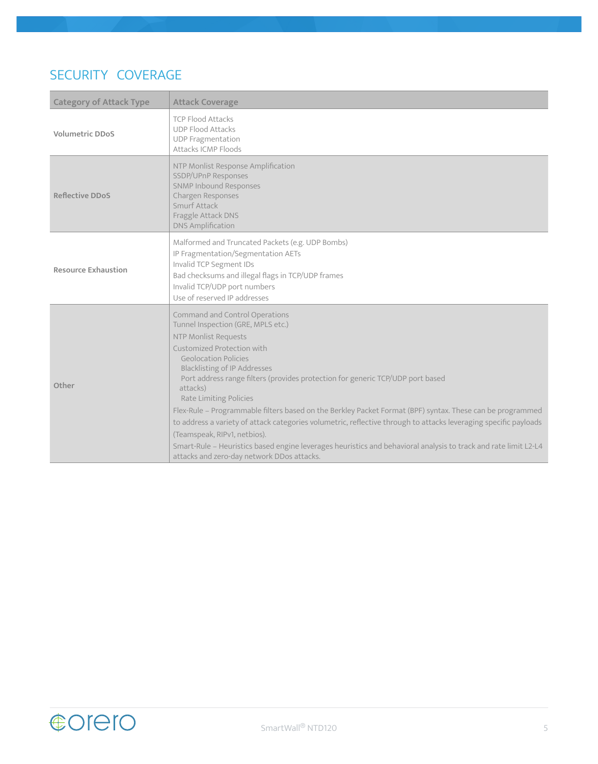## SECURITY COVERAGE

| Category of Attack Type | Attack Coverage |
|---|---|
| **Volumetric DDoS** | TCP Flood Attacks<br>UDP Flood Attacks<br>UDP Fragmentation<br>Attacks ICMP Floods |
| **Reflective DDoS** | NTP Monlist Response Amplification<br>SSDP/UPnP Responses<br>SNMP Inbound Responses<br>Chargen Responses<br>Smurf Attack<br>Fraggle Attack DNS<br>DNS Amplification |
| **Resource Exhaustion** | Malformed and Truncated Packets (e.g. UDP Bombs)<br>IP Fragmentation/Segmentation AETs<br>Invalid TCP Segment IDs<br>Bad checksums and illegal flags in TCP/UDP frames<br>Invalid TCP/UDP port numbers<br>Use of reserved IP addresses |
| **Other** | Command and Control Operations<br>Tunnel Inspection (GRE, MPLS etc.)<br>NTP Monlist Requests<br>Customized Protection with<br>Geolocation Policies<br>Blacklisting of IP Addresses<br>Port address range filters (provides protection for generic TCP/UDP port based attacks)<br>Rate Limiting Policies<br>Flex-Rule – Programmable filters based on the Berkley Packet Format (BPF) syntax. These can be programmed to address a variety of attack categories volumetric, reflective through to attacks leveraging specific payloads (Teamspeak, RIPv1, netbios).<br>Smart-Rule – Heuristics based engine leverages heuristics and behavioral analysis to track and rate limit L2-L4 attacks and zero-day network DDos attacks. |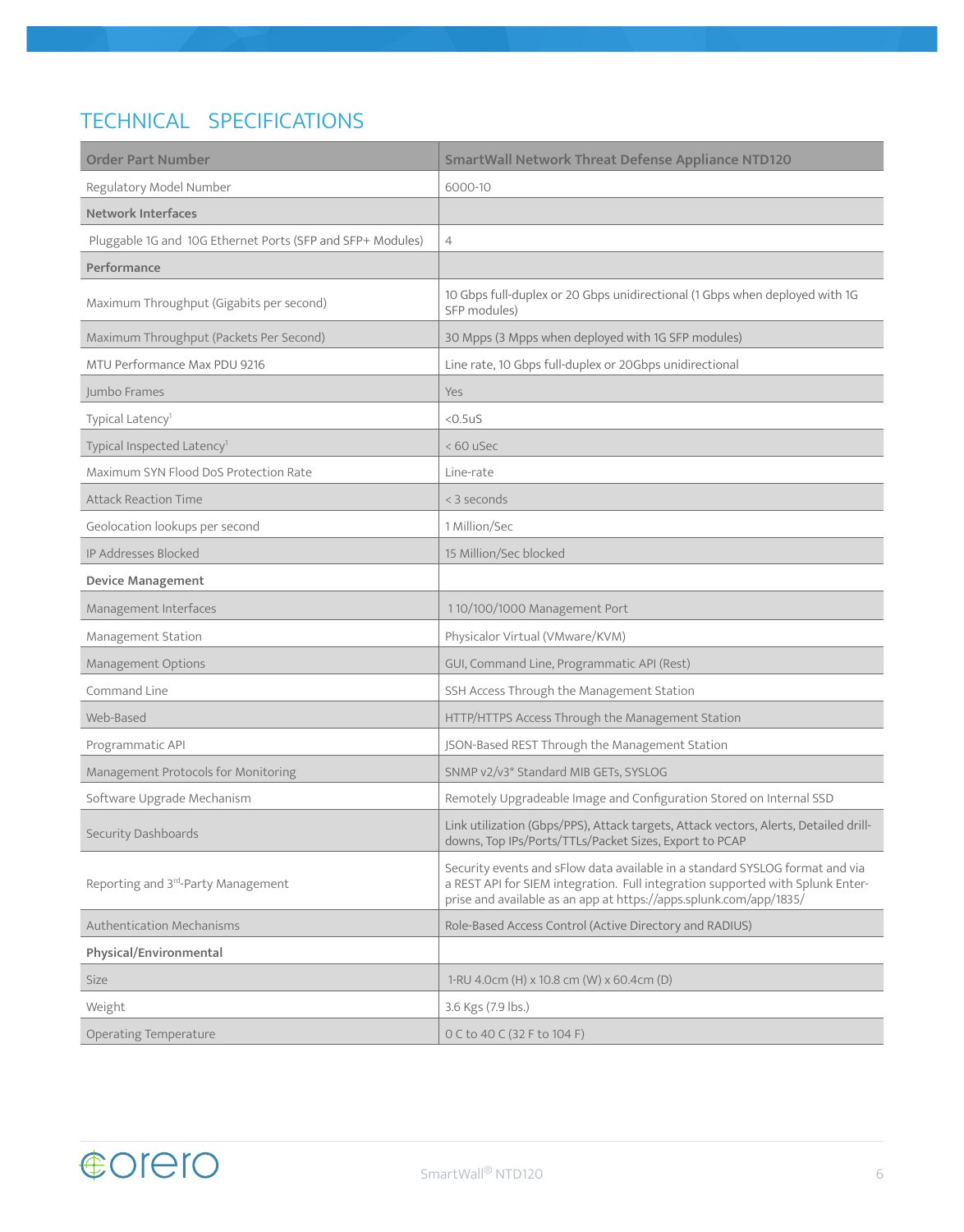## TECHNICAL SPECIFICATIONS

| Order Part Number | SmartWall Network Threat Defense Appliance NTD120 |
|---|---|
| Regulatory Model Number | 6000-10 |
| **Network Interfaces** | |
| Pluggable 1G and 10G Ethernet Ports (SFP and SFP+ Modules) | 4 |
| **Performance** | |
| Maximum Throughput (Gigabits per second) | 10 Gbps full-duplex or 20 Gbps unidirectional (1 Gbps when deployed with 1G SFP modules) |
| Maximum Throughput (Packets Per Second) | 30 Mpps (3 Mpps when deployed with 1G SFP modules) |
| MTU Performance Max PDU 9216 | Line rate, 10 Gbps full-duplex or 20Gbps unidirectional |
| Jumbo Frames | Yes |
| Typical Latency[1] | <0.5uS |
| Typical Inspected Latency[1] | < 60 uSec |
| Maximum SYN Flood DoS Protection Rate | Line-rate |
| Attack Reaction Time | < 3 seconds |
| Geolocation lookups per second | 1 Million/Sec |
| IP Addresses Blocked | 15 Million/Sec blocked |
| **Device Management** | |
| Management Interfaces | 1 10/100/1000 Management Port |
| Management Station | Physicalor Virtual (VMware/KVM) |
| Management Options | GUI, Command Line, Programmatic API (Rest) |
| Command Line | SSH Access Through the Management Station |
| Web-Based | HTTP/HTTPS Access Through the Management Station |
| Programmatic API | JSON-Based REST Through the Management Station |
| Management Protocols for Monitoring | SNMP v2/v3* Standard MIB GETs, SYSLOG |
| Software Upgrade Mechanism | Remotely Upgradeable Image and Configuration Stored on Internal SSD |
| Security Dashboards | Link utilization (Gbps/PPS), Attack targets, Attack vectors, Alerts, Detailed drill-downs, Top IPs/Ports/TTLs/Packet Sizes, Export to PCAP |
| Reporting and 3rd-Party Management | Security events and sFlow data available in a standard SYSLOG format and via a REST API for SIEM integration. Full integration supported with Splunk Enterprise and available as an app at https://apps.splunk.com/app/1835/ |
| Authentication Mechanisms | Role-Based Access Control (Active Directory and RADIUS) |
| **Physical/Environmental** | |
| Size | 1-RU 4.0cm (H) x 10.8 cm (W) x 60.4cm (D) |
| Weight | 3.6 Kgs (7.9 lbs.) |
| Operating Temperature | 0 C to 40 C (32 F to 104 F) |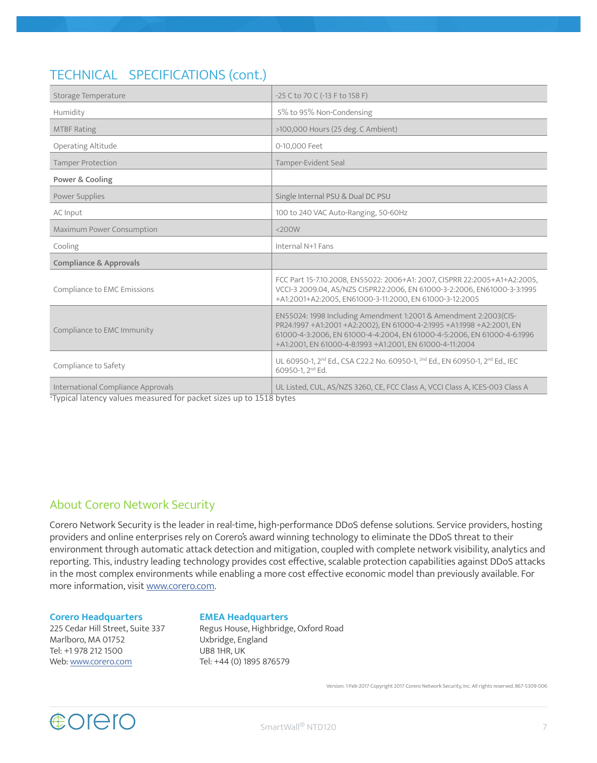## TECHNICAL SPECIFICATIONS (cont.)

| | |
|---|---|
| Storage Temperature | -25 C to 70 C (-13 F to 158 F) |
| Humidity | 5% to 95% Non-Condensing |
| MTBF Rating | >100,000 Hours (25 deg. C Ambient) |
| Operating Altitude | 0-10,000 Feet |
| Tamper Protection | Tamper-Evident Seal |
| **Power & Cooling** | |
| Power Supplies | Single Internal PSU & Dual DC PSU |
| AC Input | 100 to 240 VAC Auto-Ranging, 50-60Hz |
| Maximum Power Consumption | <200W |
| Cooling | Internal N+1 Fans |
| **Compliance & Approvals** | |
| Compliance to EMC Emissions | FCC Part 15-7.10.2008, EN55022: 2006+A1: 2007, CISPRR 22:2005+A1+A2:2005, VCCI-3 2009.04, AS/NZS CISPR22:2006, EN 61000-3-2:2006, EN61000-3-3:1995 +A1:2001+A2:2005, EN61000-3-11:2000, EN 61000-3-12:2005 |
| Compliance to EMC Immunity | EN55024: 1998 Including Amendment 1:2001 & Amendment 2:2003(CIS-PR24:1997 +A1:2001 +A2:2002), EN 61000-4-2:1995 +A1:1998 +A2:2001, EN 61000-4-3:2006, EN 61000-4-4:2004, EN 61000-4-5:2006, EN 61000-4-6:1996 +A1:2001, EN 61000-4-8:1993 +A1:2001, EN 61000-4-11:2004 |
| Compliance to Safety | UL 60950-1, 2nd Ed., CSA C22.2 No. 60950-1, 2nd Ed., EN 60950-1, 2nd Ed., IEC 60950-1, 2nd Ed. |
| International Compliance Approvals | UL Listed, CUL, AS/NZS 3260, CE, FCC Class A, VCCI Class A, ICES-003 Class A |

[1]Typical latency values measured for packet sizes up to 1518 bytes

## About Corero Network Security

Corero Network Security is the leader in real-time, high-performance DDoS defense solutions. Service providers, hosting providers and online enterprises rely on Corero's award winning technology to eliminate the DDoS threat to their environment through automatic attack detection and mitigation, coupled with complete network visibility, analytics and reporting. This, industry leading technology provides cost effective, scalable protection capabilities against DDoS attacks in the most complex environments while enabling a more cost effective economic model than previously available. For more information, visit www.corero.com.

**Corero Headquarters**
225 Cedar Hill Street, Suite 337
Marlboro, MA 01752
Tel: +1 978 212 1500
Web: www.corero.com

**EMEA Headquarters**
Regus House, Highbridge, Oxford Road
Uxbridge, England
UB8 1HR, UK
Tel: +44 (0) 1895 876579

Version: 1-Feb-2017 Copyright 2017 Corero Network Security, Inc. All rights reserved. 867-5309-006